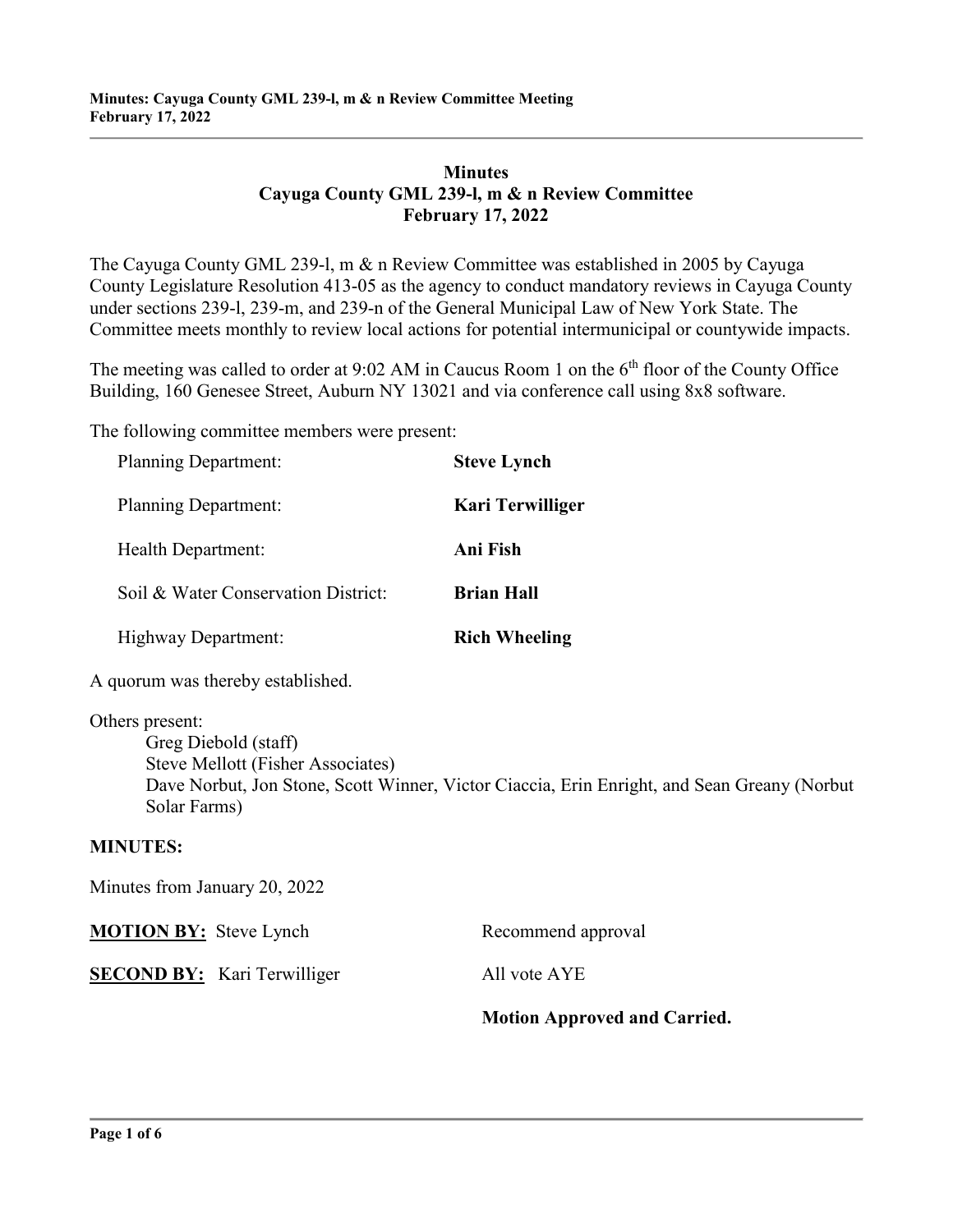# Minutes
## Cayuga County GML 239-l, m & n Review Committee
## February 17, 2022

The Cayuga County GML 239-l, m & n Review Committee was established in 2005 by Cayuga County Legislature Resolution 413-05 as the agency to conduct mandatory reviews in Cayuga County under sections 239-l, 239-m, and 239-n of the General Municipal Law of New York State. The Committee meets monthly to review local actions for potential intermunicipal or countywide impacts.

The meeting was called to order at 9:02 AM in Caucus Room 1 on the 6th floor of the County Office Building, 160 Genesee Street, Auburn NY 13021 and via conference call using 8x8 software.

The following committee members were present:

| | |
|---|---|
| Planning Department: | **Steve Lynch** |
| Planning Department: | **Kari Terwilliger** |
| Health Department: | **Ani Fish** |
| Soil & Water Conservation District: | **Brian Hall** |
| Highway Department: | **Rich Wheeling** |

A quorum was thereby established.

Others present:

- Greg Diebold (staff)
- Steve Mellott (Fisher Associates)
- Dave Norbut, Jon Stone, Scott Winner, Victor Ciaccia, Erin Enright, and Sean Greany (Norbut Solar Farms)

**MINUTES:**

Minutes from January 20, 2022

**MOTION BY:** Steve Lynch — Recommend approval

**SECOND BY:** Kari Terwilliger — All vote AYE

**Motion Approved and Carried.**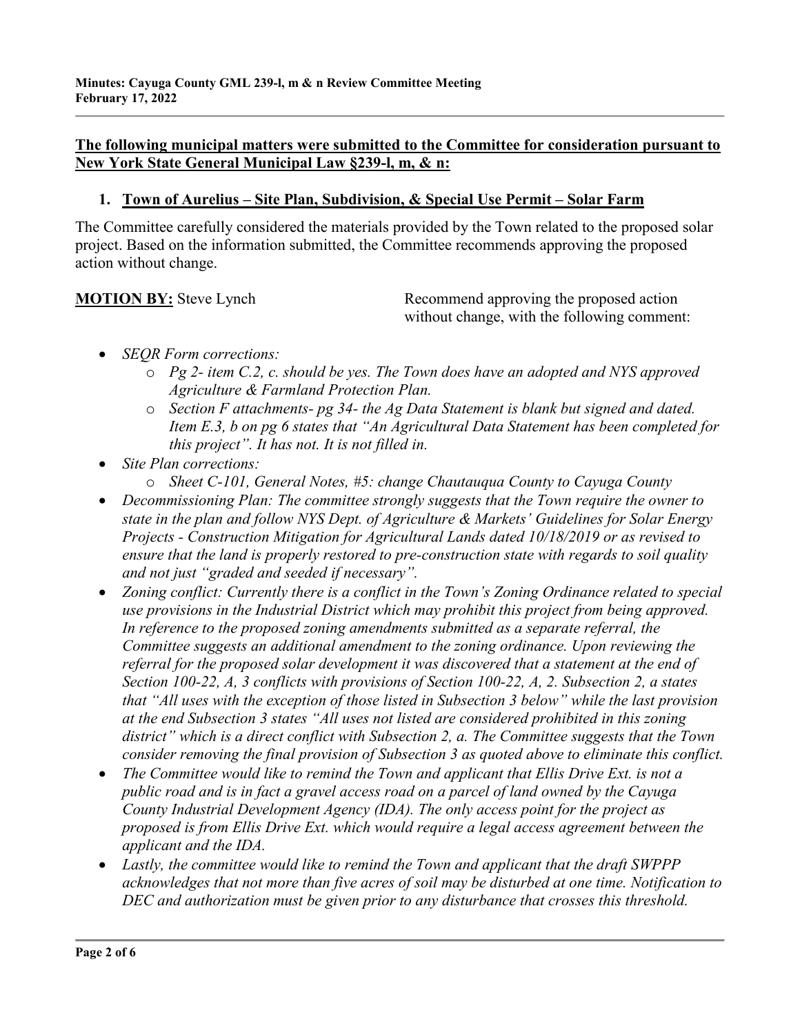**Minutes: Cayuga County GML 239-l, m & n Review Committee Meeting**
**February 17, 2022**

**The following municipal matters were submitted to the Committee for consideration pursuant to New York State General Municipal Law §239-l, m, & n:**

1. **Town of Aurelius – Site Plan, Subdivision, & Special Use Permit – Solar Farm**

The Committee carefully considered the materials provided by the Town related to the proposed solar project. Based on the information submitted, the Committee recommends approving the proposed action without change.

**MOTION BY:** Steve Lynch — Recommend approving the proposed action without change, with the following comment:

- *SEQR Form corrections:*
  - *Pg 2- item C.2, c. should be yes. The Town does have an adopted and NYS approved Agriculture & Farmland Protection Plan.*
  - *Section F attachments- pg 34- the Ag Data Statement is blank but signed and dated. Item E.3, b on pg 6 states that "An Agricultural Data Statement has been completed for this project". It has not. It is not filled in.*
- *Site Plan corrections:*
  - *Sheet C-101, General Notes, #5: change Chautauqua County to Cayuga County*
- *Decommissioning Plan: The committee strongly suggests that the Town require the owner to state in the plan and follow NYS Dept. of Agriculture & Markets' Guidelines for Solar Energy Projects - Construction Mitigation for Agricultural Lands dated 10/18/2019 or as revised to ensure that the land is properly restored to pre-construction state with regards to soil quality and not just "graded and seeded if necessary".*
- *Zoning conflict: Currently there is a conflict in the Town's Zoning Ordinance related to special use provisions in the Industrial District which may prohibit this project from being approved. In reference to the proposed zoning amendments submitted as a separate referral, the Committee suggests an additional amendment to the zoning ordinance. Upon reviewing the referral for the proposed solar development it was discovered that a statement at the end of Section 100-22, A, 3 conflicts with provisions of Section 100-22, A, 2. Subsection 2, a states that "All uses with the exception of those listed in Subsection 3 below" while the last provision at the end Subsection 3 states "All uses not listed are considered prohibited in this zoning district" which is a direct conflict with Subsection 2, a. The Committee suggests that the Town consider removing the final provision of Subsection 3 as quoted above to eliminate this conflict.*
- *The Committee would like to remind the Town and applicant that Ellis Drive Ext. is not a public road and is in fact a gravel access road on a parcel of land owned by the Cayuga County Industrial Development Agency (IDA). The only access point for the project as proposed is from Ellis Drive Ext. which would require a legal access agreement between the applicant and the IDA.*
- *Lastly, the committee would like to remind the Town and applicant that the draft SWPPP acknowledges that not more than five acres of soil may be disturbed at one time. Notification to DEC and authorization must be given prior to any disturbance that crosses this threshold.*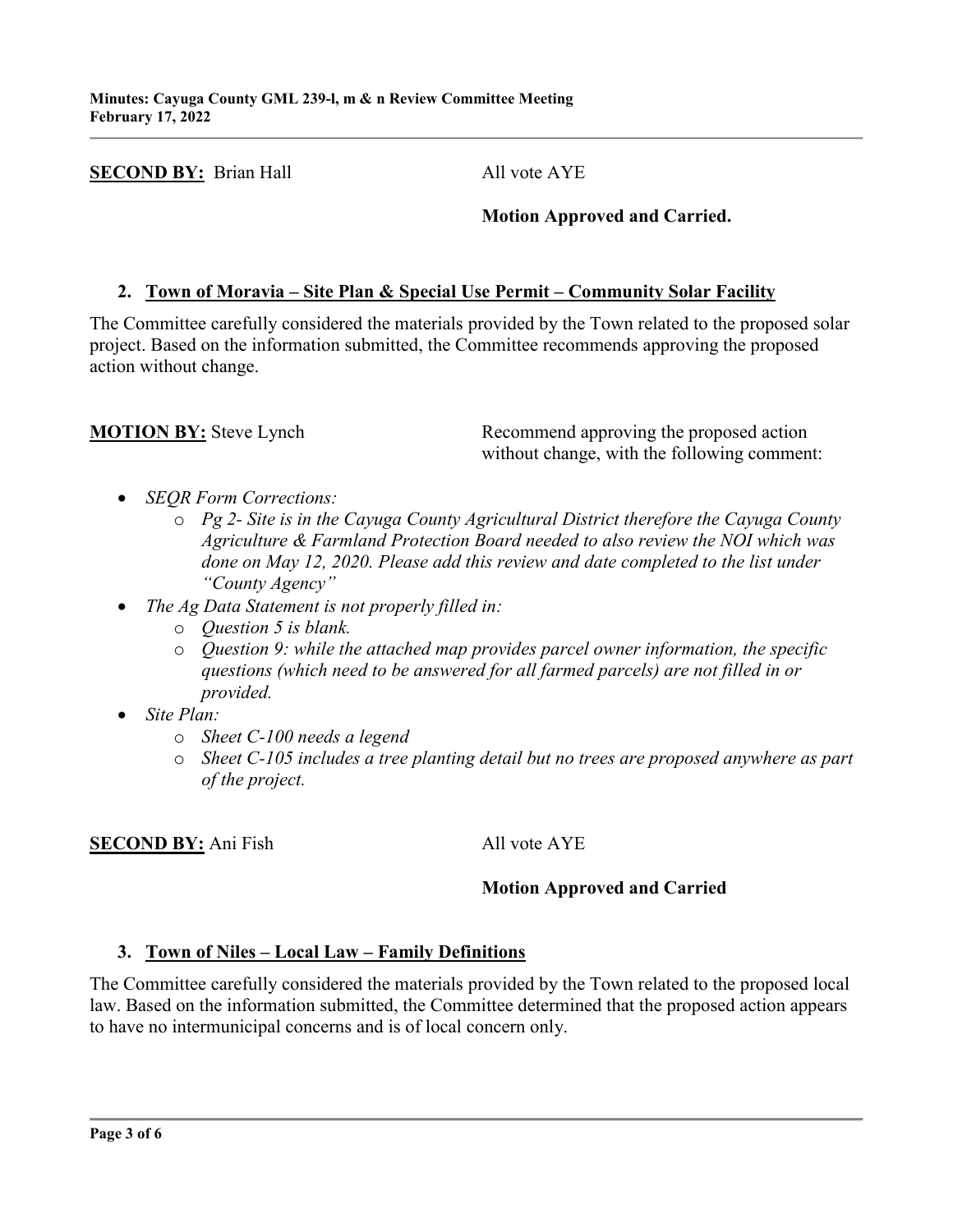**SECOND BY:** Brian Hall All vote AYE

**Motion Approved and Carried.**

### 2. Town of Moravia – Site Plan & Special Use Permit – Community Solar Facility

The Committee carefully considered the materials provided by the Town related to the proposed solar project. Based on the information submitted, the Committee recommends approving the proposed action without change.

**MOTION BY:** Steve Lynch Recommend approving the proposed action without change, with the following comment:

- *SEQR Form Corrections:*
  - *Pg 2- Site is in the Cayuga County Agricultural District therefore the Cayuga County Agriculture & Farmland Protection Board needed to also review the NOI which was done on May 12, 2020. Please add this review and date completed to the list under "County Agency"*
- *The Ag Data Statement is not properly filled in:*
  - *Question 5 is blank.*
  - *Question 9: while the attached map provides parcel owner information, the specific questions (which need to be answered for all farmed parcels) are not filled in or provided.*
- *Site Plan:*
  - *Sheet C-100 needs a legend*
  - *Sheet C-105 includes a tree planting detail but no trees are proposed anywhere as part of the project.*

**SECOND BY:** Ani Fish All vote AYE

**Motion Approved and Carried**

### 3. Town of Niles – Local Law – Family Definitions

The Committee carefully considered the materials provided by the Town related to the proposed local law. Based on the information submitted, the Committee determined that the proposed action appears to have no intermunicipal concerns and is of local concern only.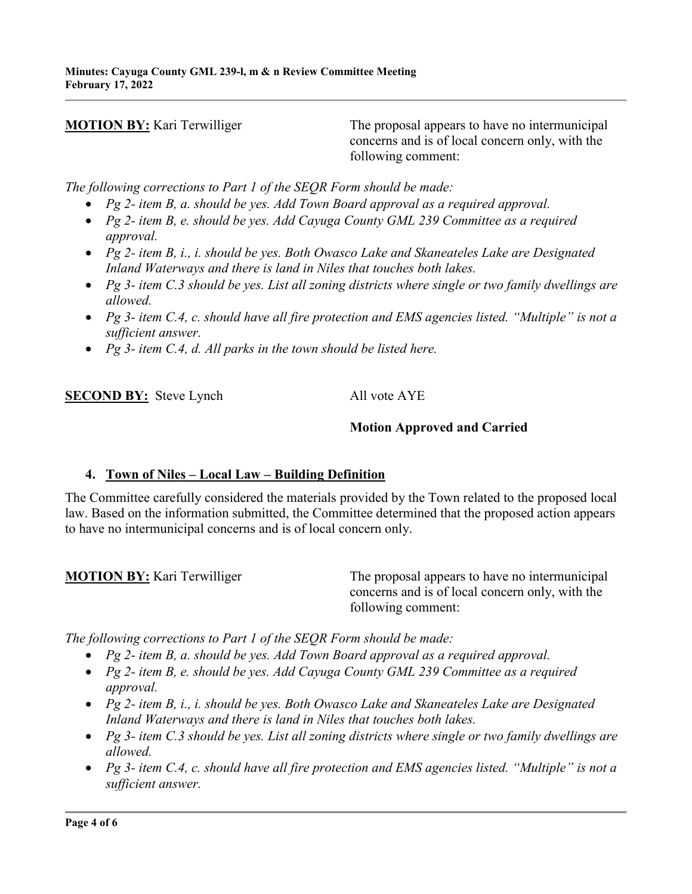**MOTION BY:** Kari Terwilliger

The proposal appears to have no intermunicipal concerns and is of local concern only, with the following comment:

*The following corrections to Part 1 of the SEQR Form should be made:*

- *Pg 2- item B, a. should be yes. Add Town Board approval as a required approval.*
- *Pg 2- item B, e. should be yes. Add Cayuga County GML 239 Committee as a required approval.*
- *Pg 2- item B, i., i. should be yes. Both Owasco Lake and Skaneateles Lake are Designated Inland Waterways and there is land in Niles that touches both lakes.*
- *Pg 3- item C.3 should be yes. List all zoning districts where single or two family dwellings are allowed.*
- *Pg 3- item C.4, c. should have all fire protection and EMS agencies listed. "Multiple" is not a sufficient answer.*
- *Pg 3- item C.4, d. All parks in the town should be listed here.*

**SECOND BY:** Steve Lynch

All vote AYE

**Motion Approved and Carried**

## 4. Town of Niles – Local Law – Building Definition

The Committee carefully considered the materials provided by the Town related to the proposed local law. Based on the information submitted, the Committee determined that the proposed action appears to have no intermunicipal concerns and is of local concern only.

**MOTION BY:** Kari Terwilliger

The proposal appears to have no intermunicipal concerns and is of local concern only, with the following comment:

*The following corrections to Part 1 of the SEQR Form should be made:*

- *Pg 2- item B, a. should be yes. Add Town Board approval as a required approval.*
- *Pg 2- item B, e. should be yes. Add Cayuga County GML 239 Committee as a required approval.*
- *Pg 2- item B, i., i. should be yes. Both Owasco Lake and Skaneateles Lake are Designated Inland Waterways and there is land in Niles that touches both lakes.*
- *Pg 3- item C.3 should be yes. List all zoning districts where single or two family dwellings are allowed.*
- *Pg 3- item C.4, c. should have all fire protection and EMS agencies listed. "Multiple" is not a sufficient answer.*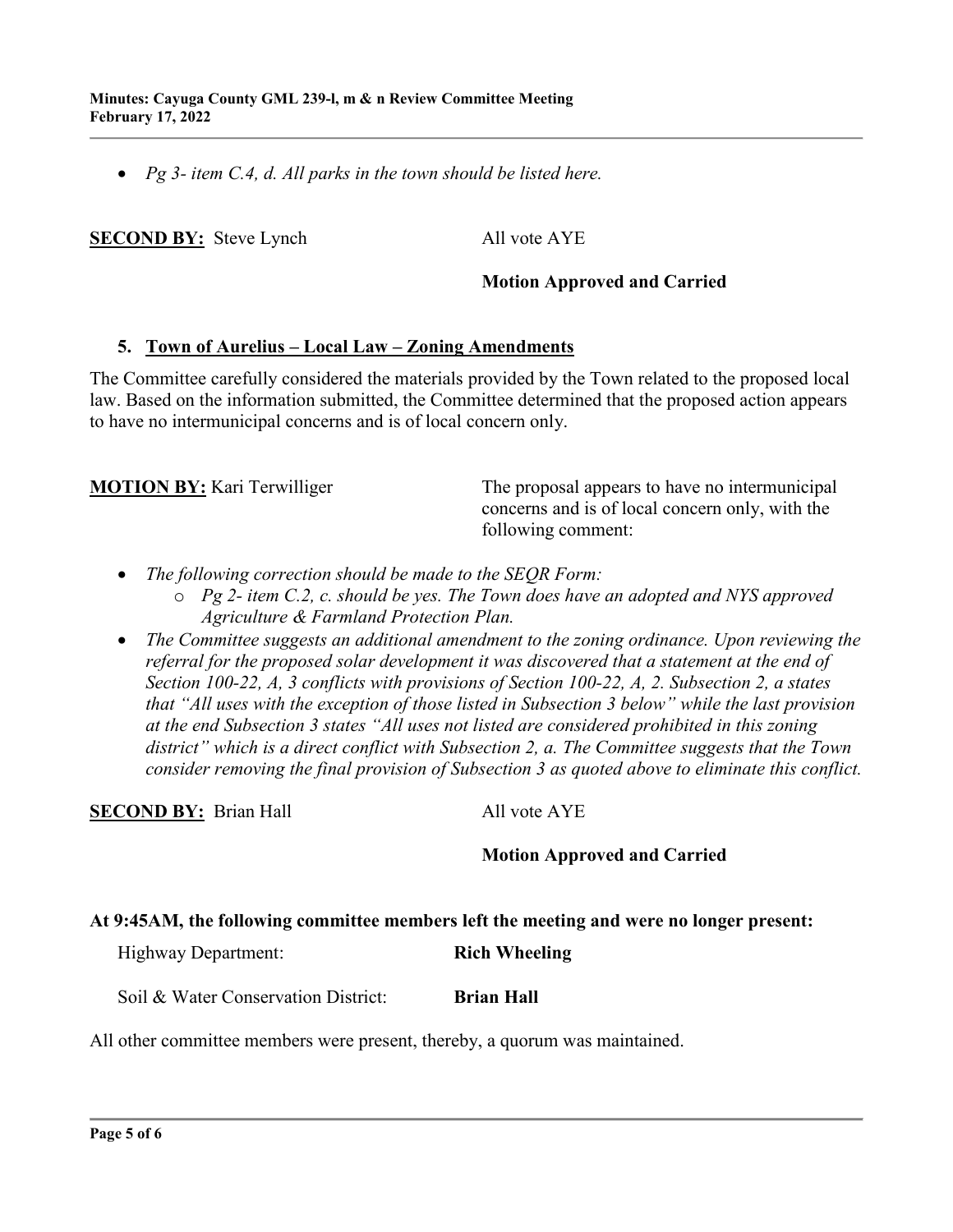- *Pg 3- item C.4, d. All parks in the town should be listed here.*

**SECOND BY:** Steve Lynch All vote AYE

**Motion Approved and Carried**

5. **Town of Aurelius – Local Law – Zoning Amendments**

The Committee carefully considered the materials provided by the Town related to the proposed local law. Based on the information submitted, the Committee determined that the proposed action appears to have no intermunicipal concerns and is of local concern only.

**MOTION BY:** Kari Terwilliger The proposal appears to have no intermunicipal concerns and is of local concern only, with the following comment:

- *The following correction should be made to the SEQR Form:*
  - *Pg 2- item C.2, c. should be yes. The Town does have an adopted and NYS approved Agriculture & Farmland Protection Plan.*
- *The Committee suggests an additional amendment to the zoning ordinance. Upon reviewing the referral for the proposed solar development it was discovered that a statement at the end of Section 100-22, A, 3 conflicts with provisions of Section 100-22, A, 2. Subsection 2, a states that "All uses with the exception of those listed in Subsection 3 below" while the last provision at the end Subsection 3 states "All uses not listed are considered prohibited in this zoning district" which is a direct conflict with Subsection 2, a. The Committee suggests that the Town consider removing the final provision of Subsection 3 as quoted above to eliminate this conflict.*

**SECOND BY:** Brian Hall All vote AYE

**Motion Approved and Carried**

**At 9:45AM, the following committee members left the meeting and were no longer present:**

Highway Department: **Rich Wheeling**

Soil & Water Conservation District: **Brian Hall**

All other committee members were present, thereby, a quorum was maintained.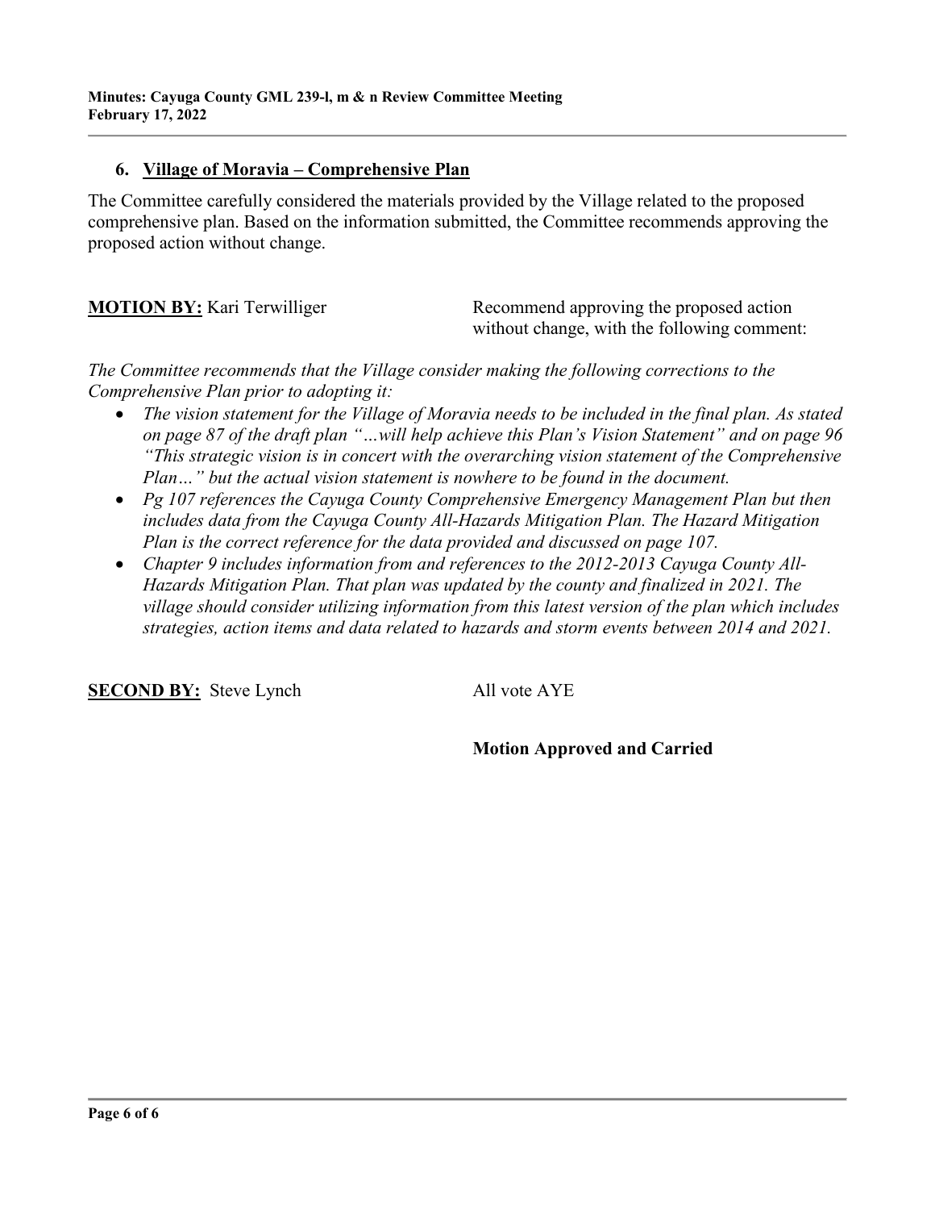### 6. Village of Moravia – Comprehensive Plan

The Committee carefully considered the materials provided by the Village related to the proposed comprehensive plan. Based on the information submitted, the Committee recommends approving the proposed action without change.

**MOTION BY:** Kari Terwilliger

Recommend approving the proposed action without change, with the following comment:

*The Committee recommends that the Village consider making the following corrections to the Comprehensive Plan prior to adopting it:*

- *The vision statement for the Village of Moravia needs to be included in the final plan. As stated on page 87 of the draft plan "…will help achieve this Plan's Vision Statement" and on page 96 "This strategic vision is in concert with the overarching vision statement of the Comprehensive Plan…" but the actual vision statement is nowhere to be found in the document.*
- *Pg 107 references the Cayuga County Comprehensive Emergency Management Plan but then includes data from the Cayuga County All-Hazards Mitigation Plan. The Hazard Mitigation Plan is the correct reference for the data provided and discussed on page 107.*
- *Chapter 9 includes information from and references to the 2012-2013 Cayuga County All-Hazards Mitigation Plan. That plan was updated by the county and finalized in 2021. The village should consider utilizing information from this latest version of the plan which includes strategies, action items and data related to hazards and storm events between 2014 and 2021.*

**SECOND BY:** Steve Lynch

All vote AYE

**Motion Approved and Carried**